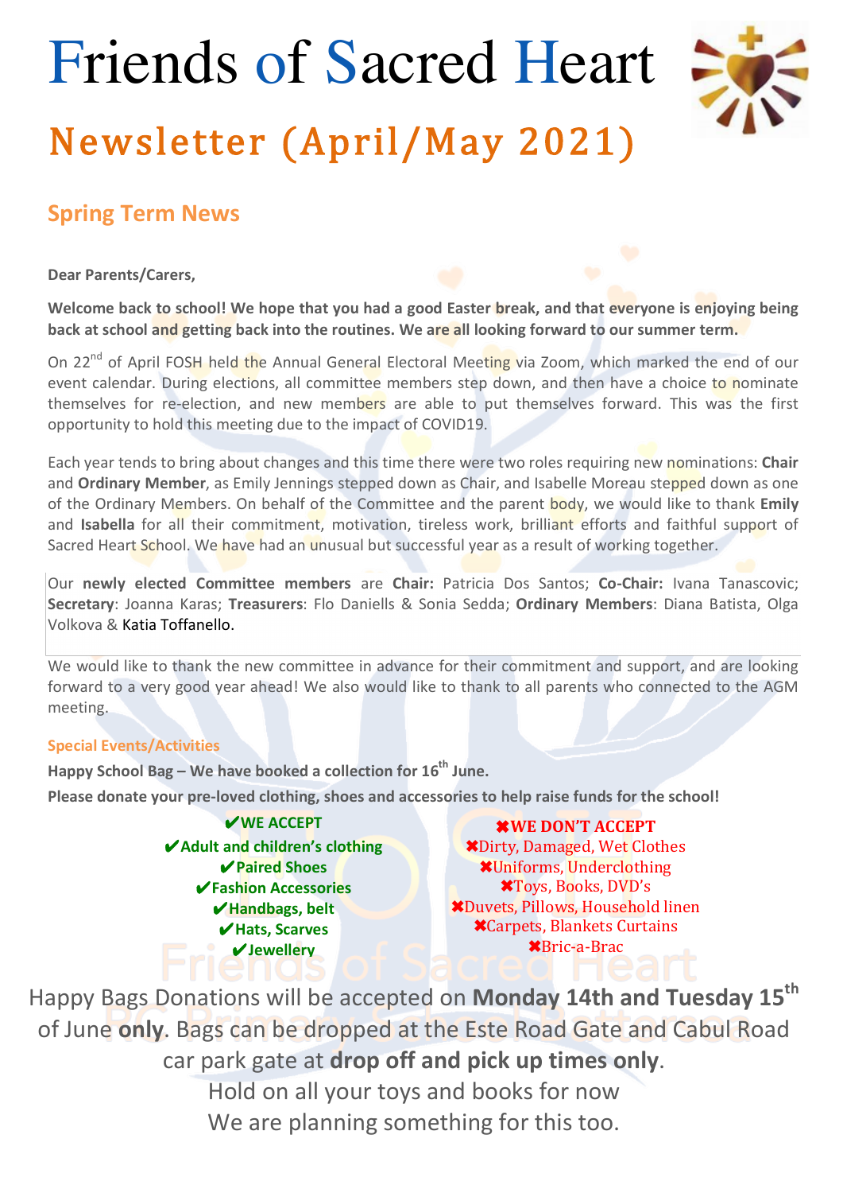# Friends of Sacred Heart

# Newsletter (April/May 2021)

## Spring Term News

**Dear Parents/Carers,**

**Welcome back to school! We hope that you had a good Easter break, and that everyone is enjoying being back at school and getting back into the routines. We are all looking forward to our summer term.**

On 22nd of April FOSH held the Annual General Electoral Meeting via Zoom, which marked the end of our event calendar. During elections, all committee members step down, and then have a choice to nominate themselves for re-election, and new members are able to put themselves forward. This was the first opportunity to hold this meeting due to the impact of COVID19.

Each year tends to bring about changes and this time there were two roles requiring new nominations: **Chair** and **Ordinary Member**, as Emily Jennings stepped down as Chair, and Isabelle Moreau stepped down as one of the Ordinary Members. On behalf of the Committee and the parent body, we would like to thank **Emily** and **Isabella** for all their commitment, motivation, tireless work, brilliant efforts and faithful support of Sacred Heart School. We have had an unusual but successful year as a result of working together.

Our **newly elected Committee members** are **Chair:** Patricia Dos Santos; **Co-Chair:** Ivana Tanascovic; **Secretary**: Joanna Karas; **Treasurers**: Flo Daniells & Sonia Sedda; **Ordinary Members**: Diana Batista, Olga Volkova & Katia Toffanello.

We would like to thank the new committee in advance for their commitment and support, and are looking forward to a very good year ahead! We also would like to thank to all parents who connected to the AGM meeting.

### Special Events/Activities

**Happy School Bag – We have booked a collection for 16th June.**

**Please donate your pre-loved clothing, shoes and accessories to help raise funds for the school!**

**✔WE ACCEPT**
- ✔Adult and children's clothing
- ✔Paired Shoes
- ✔Fashion Accessories
- ✔Handbags, belt
- ✔Hats, Scarves
- ✔Jewellery

**✖WE DON'T ACCEPT**
- ✖Dirty, Damaged, Wet Clothes
- ✖Uniforms, Underclothing
- ✖Toys, Books, DVD's
- ✖Duvets, Pillows, Household linen
- ✖Carpets, Blankets Curtains
- ✖Bric-a-Brac

Happy Bags Donations will be accepted on **Monday 14th and Tuesday 15th** of June **only**. Bags can be dropped at the Este Road Gate and Cabul Road car park gate at **drop off and pick up times only**.

Hold on all your toys and books for now
We are planning something for this too.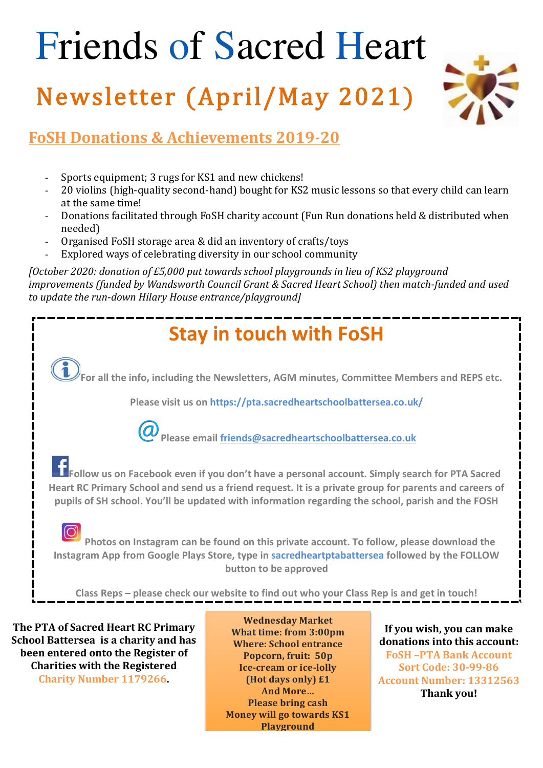# Friends of Sacred Heart

## Newsletter (April/May 2021)

### FoSH Donations & Achievements 2019-20

- Sports equipment; 3 rugs for KS1 and new chickens!
- 20 violins (high-quality second-hand) bought for KS2 music lessons so that every child can learn at the same time!
- Donations facilitated through FoSH charity account (Fun Run donations held & distributed when needed)
- Organised FoSH storage area & did an inventory of crafts/toys
- Explored ways of celebrating diversity in our school community

*[October 2020: donation of £5,000 put towards school playgrounds in lieu of KS2 playground improvements (funded by Wandsworth Council Grant & Sacred Heart School) then match-funded and used to update the run-down Hilary House entrance/playground]*

## Stay in touch with FoSH

**For all the info, including the Newsletters, AGM minutes, Committee Members and REPS etc.**

**Please visit us on https://pta.sacredheartschoolbattersea.co.uk/**

**Please email friends@sacredheartschoolbattersea.co.uk**

**Follow us on Facebook even if you don't have a personal account. Simply search for PTA Sacred Heart RC Primary School and send us a friend request. It is a private group for parents and careers of pupils of SH school. You'll be updated with information regarding the school, parish and the FOSH**

**Photos on Instagram can be found on this private account. To follow, please download the Instagram App from Google Plays Store, type in sacredheartptabattersea followed by the FOLLOW button to be approved**

**Class Reps – please check our website to find out who your Class Rep is and get in touch!**

**The PTA of Sacred Heart RC Primary School Battersea is a charity and has been entered onto the Register of Charities with the Registered Charity Number 1179266.**

**Wednesday Market**
**What time: from 3:00pm**
**Where: School entrance**
**Popcorn, fruit: 50p**
**Ice-cream or ice-lolly (Hot days only) £1**
**And More…**
**Please bring cash**
**Money will go towards KS1 Playground**

**If you wish, you can make donations into this account:**
**FoSH –PTA Bank Account**
**Sort Code: 30-99-86**
**Account Number: 13312563**
**Thank you!**